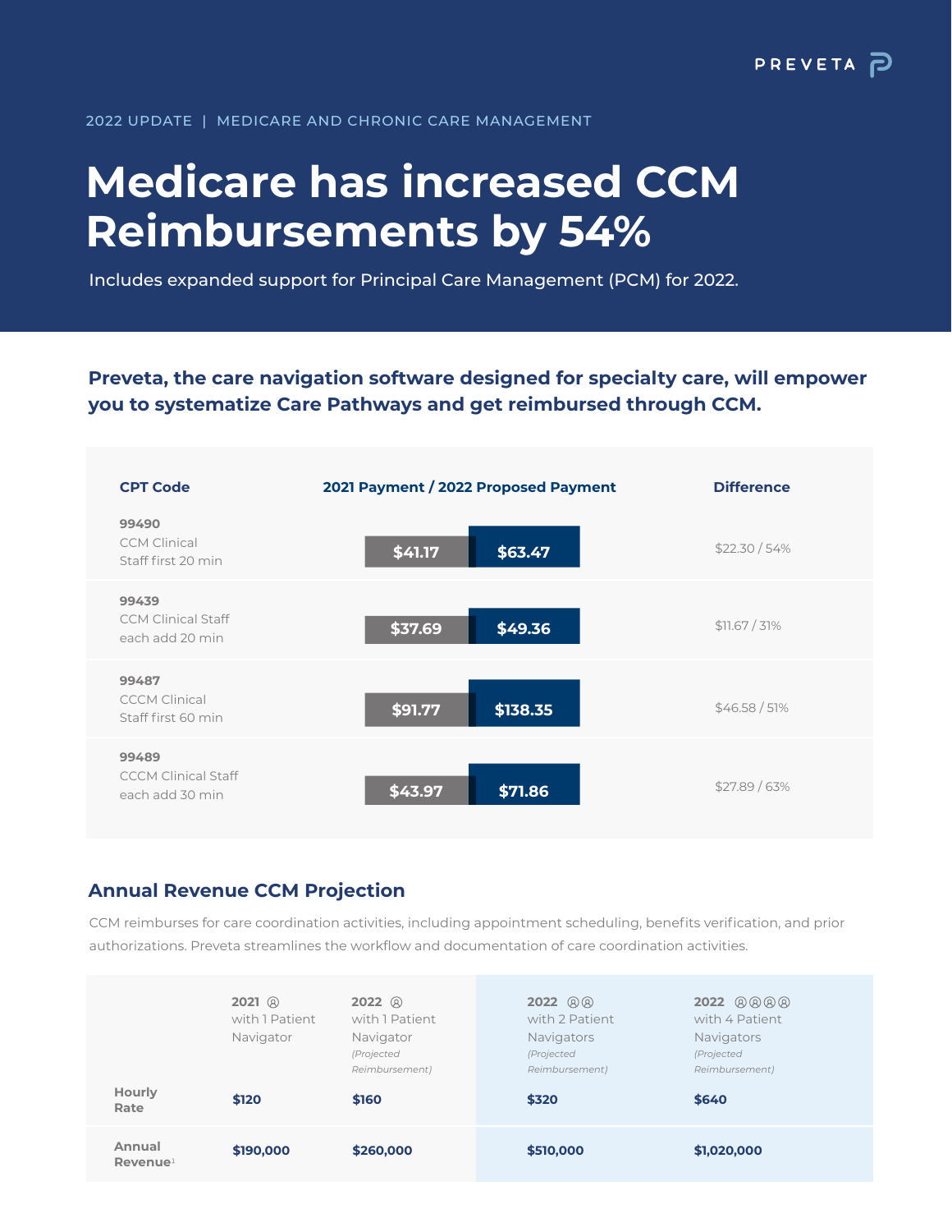PREVETA

2022 UPDATE | MEDICARE AND CHRONIC CARE MANAGEMENT

# Medicare has increased CCM Reimbursements by 54%

Includes expanded support for Principal Care Management (PCM) for 2022.

## Preveta, the care navigation software designed for specialty care, will empower you to systematize Care Pathways and get reimbursed through CCM.

| CPT Code | 2021 Payment / 2022 Proposed Payment | | Difference |
|---|---|---|---|
| **99490** CCM Clinical Staff first 20 min | $41.17 | $63.47 | $22.30 / 54% |
| **99439** CCM Clinical Staff each add 20 min | $37.69 | $49.36 | $11.67 / 31% |
| **99487** CCCM Clinical Staff first 60 min | $91.77 | $138.35 | $46.58 / 51% |
| **99489** CCCM Clinical Staff each add 30 min | $43.97 | $71.86 | $27.89 / 63% |

## Annual Revenue CCM Projection

CCM reimburses for care coordination activities, including appointment scheduling, benefits verification, and prior authorizations. Preveta streamlines the workflow and documentation of care coordination activities.

| | 2021 with 1 Patient Navigator | 2022 with 1 Patient Navigator *(Projected Reimbursement)* | 2022 with 2 Patient Navigators *(Projected Reimbursement)* | 2022 with 4 Patient Navigators *(Projected Reimbursement)* |
|---|---|---|---|---|
| **Hourly Rate** | $120 | $160 | $320 | $640 |
| **Annual Revenue**[1] | $190,000 | $260,000 | $510,000 | $1,020,000 |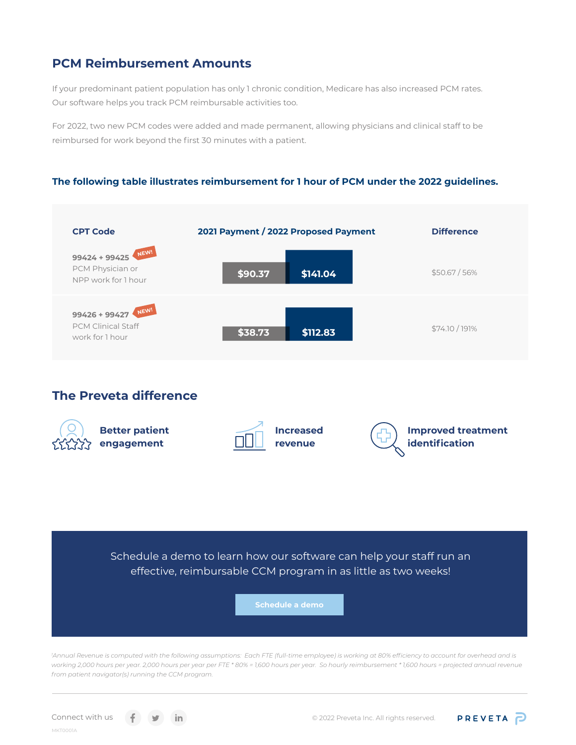## PCM Reimbursement Amounts

If your predominant patient population has only 1 chronic condition, Medicare has also increased PCM rates. Our software helps you track PCM reimbursable activities too.

For 2022, two new PCM codes were added and made permanent, allowing physicians and clinical staff to be reimbursed for work beyond the first 30 minutes with a patient.

### The following table illustrates reimbursement for 1 hour of PCM under the 2022 guidelines.

| CPT Code | 2021 Payment / 2022 Proposed Payment | Difference |
|---|---|---|
| **99424 + 99425** NEW! PCM Physician or NPP work for 1 hour | $90.37 / $141.04 | $50.67 / 56% |
| **99426 + 99427** NEW! PCM Clinical Staff work for 1 hour | $38.73 / $112.83 | $74.10 / 191% |

## The Preveta difference

**Better patient engagement**

**Increased revenue**

**Improved treatment identification**

Schedule a demo to learn how our software can help your staff run an effective, reimbursable CCM program in as little as two weeks!

Schedule a demo

*[1]Annual Revenue is computed with the following assumptions: Each FTE (full-time employee) is working at 80% efficiency to account for overhead and is working 2,000 hours per year. 2,000 hours per year per FTE * 80% = 1,600 hours per year. So hourly reimbursement * 1,600 hours = projected annual revenue from patient navigator(s) running the CCM program.*

Connect with us

© 2022 Preveta Inc. All rights reserved.

PREVETA

MKT0001A